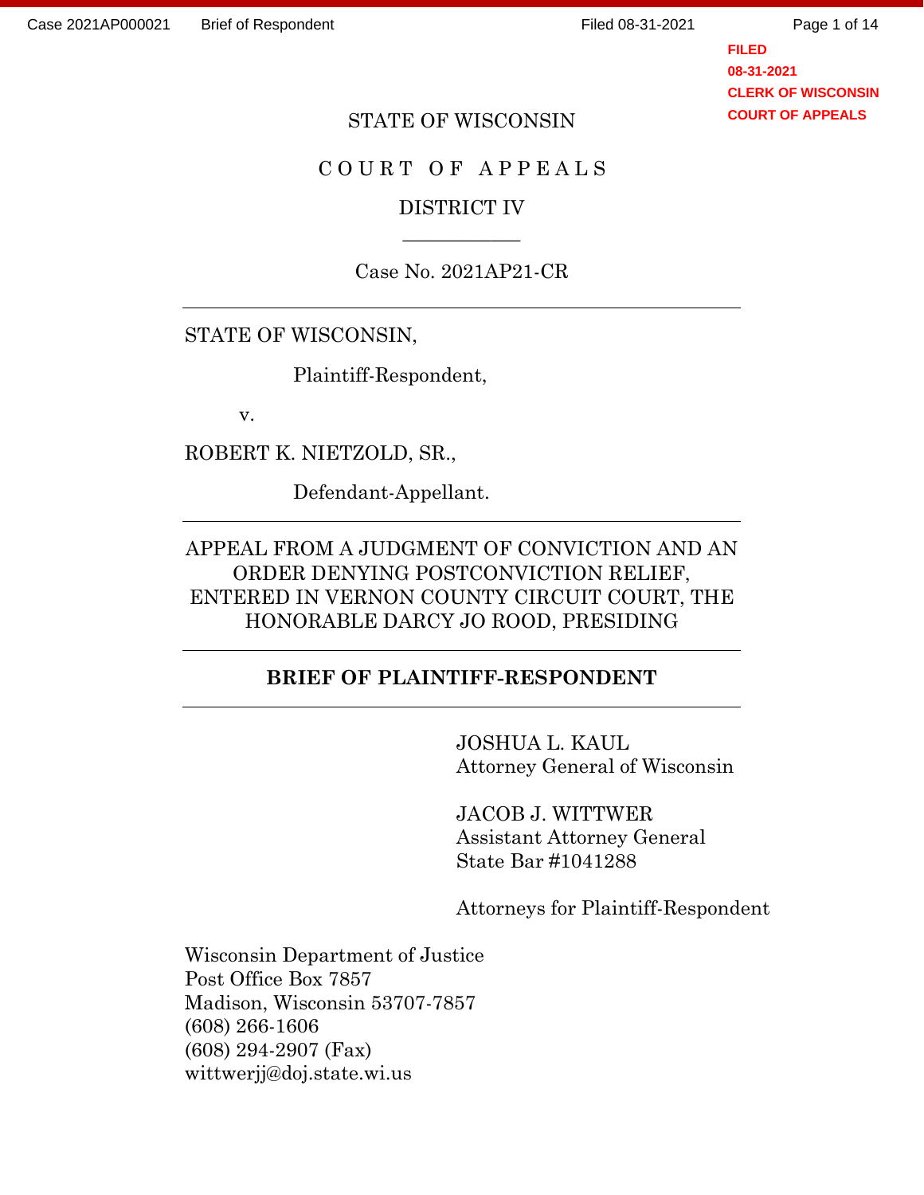FILED
08-31-2021
CLERK OF WISCONSIN
COURT OF APPEALS

STATE OF WISCONSIN

C O U R T O F A P P E A L S

DISTRICT IV

Case No. 2021AP21-CR

---

STATE OF WISCONSIN,

Plaintiff-Respondent,

v.

ROBERT K. NIETZOLD, SR.,

Defendant-Appellant.

---

APPEAL FROM A JUDGMENT OF CONVICTION AND AN ORDER DENYING POSTCONVICTION RELIEF, ENTERED IN VERNON COUNTY CIRCUIT COURT, THE HONORABLE DARCY JO ROOD, PRESIDING

---

**BRIEF OF PLAINTIFF-RESPONDENT**

---

JOSHUA L. KAUL
Attorney General of Wisconsin

JACOB J. WITTWER
Assistant Attorney General
State Bar #1041288

Attorneys for Plaintiff-Respondent

Wisconsin Department of Justice
Post Office Box 7857
Madison, Wisconsin 53707-7857
(608) 266-1606
(608) 294-2907 (Fax)
wittwerjj@doj.state.wi.us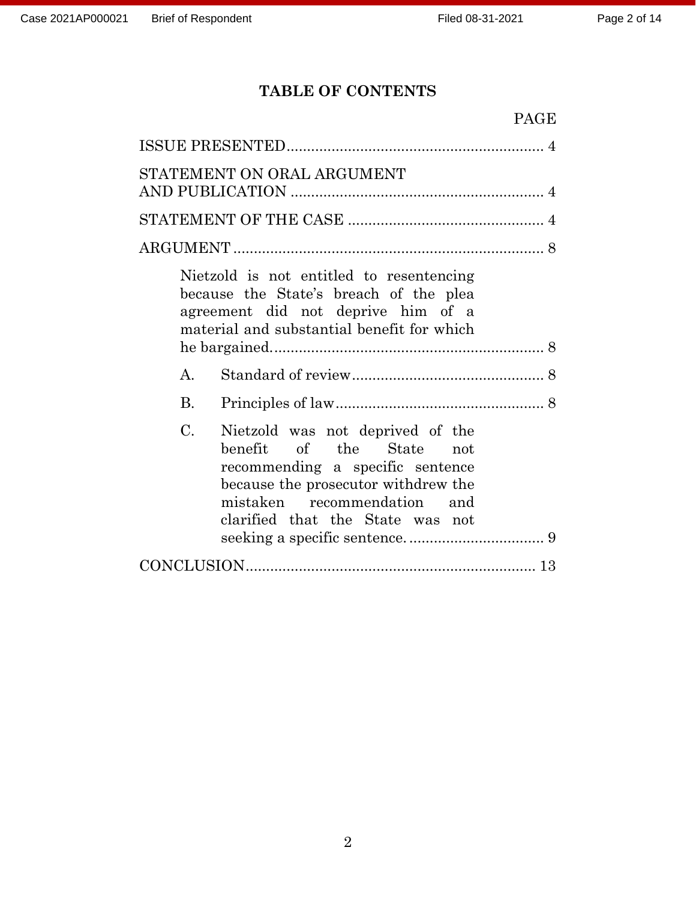# TABLE OF CONTENTS

| | PAGE |
|---|---|
| ISSUE PRESENTED | 4 |
| STATEMENT ON ORAL ARGUMENT AND PUBLICATION | 4 |
| STATEMENT OF THE CASE | 4 |
| ARGUMENT | 8 |
| Nietzold is not entitled to resentencing because the State's breach of the plea agreement did not deprive him of a material and substantial benefit for which he bargained. | 8 |
| A. Standard of review | 8 |
| B. Principles of law | 8 |
| C. Nietzold was not deprived of the benefit of the State not recommending a specific sentence because the prosecutor withdrew the mistaken recommendation and clarified that the State was not seeking a specific sentence. | 9 |
| CONCLUSION | 13 |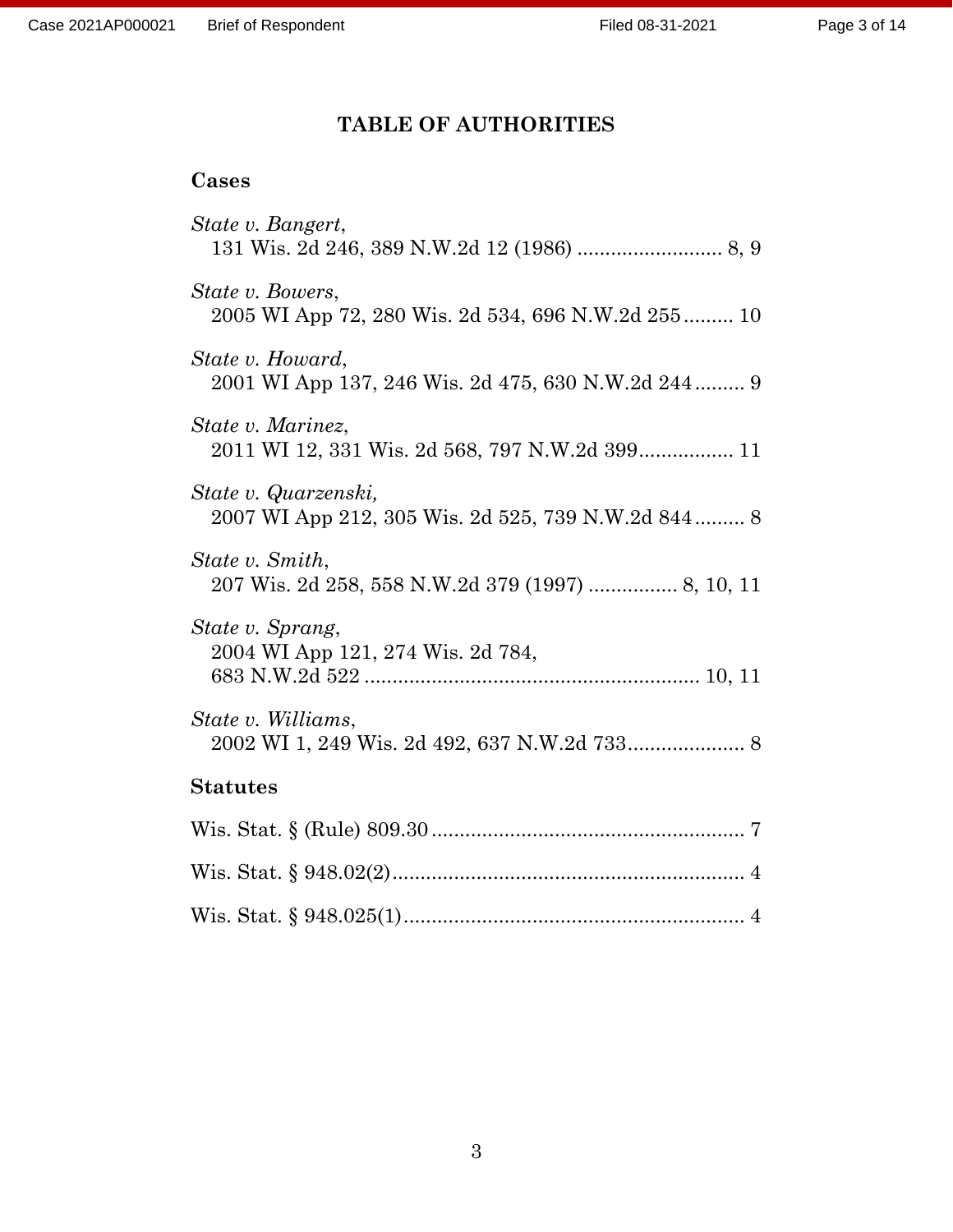# TABLE OF AUTHORITIES

## Cases

*State v. Bangert*,
131 Wis. 2d 246, 389 N.W.2d 12 (1986) .......................... 8, 9

*State v. Bowers*,
2005 WI App 72, 280 Wis. 2d 534, 696 N.W.2d 255 ......... 10

*State v. Howard*,
2001 WI App 137, 246 Wis. 2d 475, 630 N.W.2d 244 ......... 9

*State v. Marinez*,
2011 WI 12, 331 Wis. 2d 568, 797 N.W.2d 399................. 11

*State v. Quarzenski,*
2007 WI App 212, 305 Wis. 2d 525, 739 N.W.2d 844 ......... 8

*State v. Smith*,
207 Wis. 2d 258, 558 N.W.2d 379 (1997) ................ 8, 10, 11

*State v. Sprang*,
2004 WI App 121, 274 Wis. 2d 784,
683 N.W.2d 522 ............................................................ 10, 11

*State v. Williams*,
2002 WI 1, 249 Wis. 2d 492, 637 N.W.2d 733..................... 8

## Statutes

Wis. Stat. § (Rule) 809.30 ........................................................ 7

Wis. Stat. § 948.02(2)................................................................ 4

Wis. Stat. § 948.025(1)............................................................. 4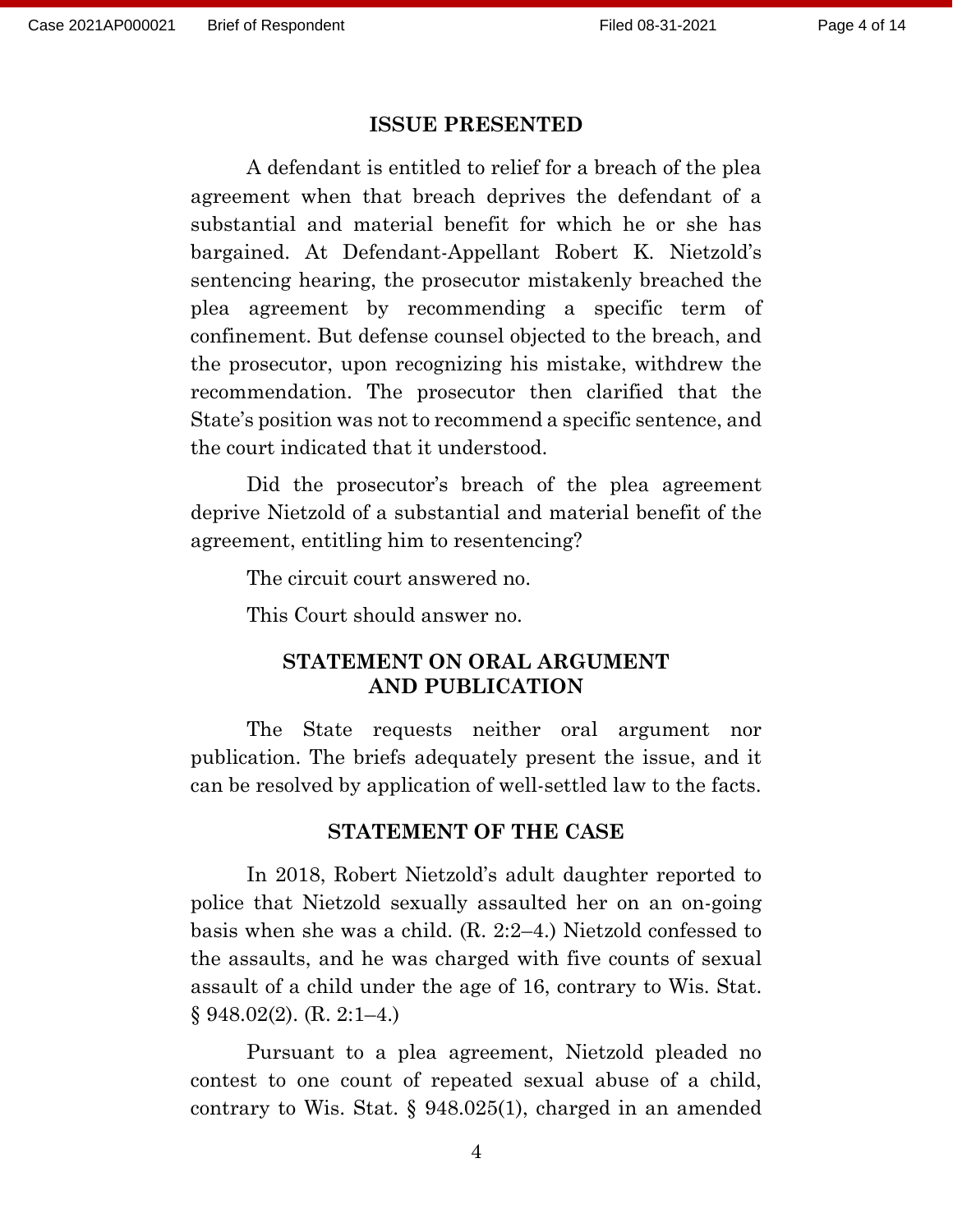## ISSUE PRESENTED

A defendant is entitled to relief for a breach of the plea agreement when that breach deprives the defendant of a substantial and material benefit for which he or she has bargained. At Defendant-Appellant Robert K. Nietzold's sentencing hearing, the prosecutor mistakenly breached the plea agreement by recommending a specific term of confinement. But defense counsel objected to the breach, and the prosecutor, upon recognizing his mistake, withdrew the recommendation. The prosecutor then clarified that the State's position was not to recommend a specific sentence, and the court indicated that it understood.

Did the prosecutor's breach of the plea agreement deprive Nietzold of a substantial and material benefit of the agreement, entitling him to resentencing?

The circuit court answered no.

This Court should answer no.

## STATEMENT ON ORAL ARGUMENT AND PUBLICATION

The State requests neither oral argument nor publication. The briefs adequately present the issue, and it can be resolved by application of well-settled law to the facts.

## STATEMENT OF THE CASE

In 2018, Robert Nietzold's adult daughter reported to police that Nietzold sexually assaulted her on an on-going basis when she was a child. (R. 2:2–4.) Nietzold confessed to the assaults, and he was charged with five counts of sexual assault of a child under the age of 16, contrary to Wis. Stat. § 948.02(2). (R. 2:1–4.)

Pursuant to a plea agreement, Nietzold pleaded no contest to one count of repeated sexual abuse of a child, contrary to Wis. Stat. § 948.025(1), charged in an amended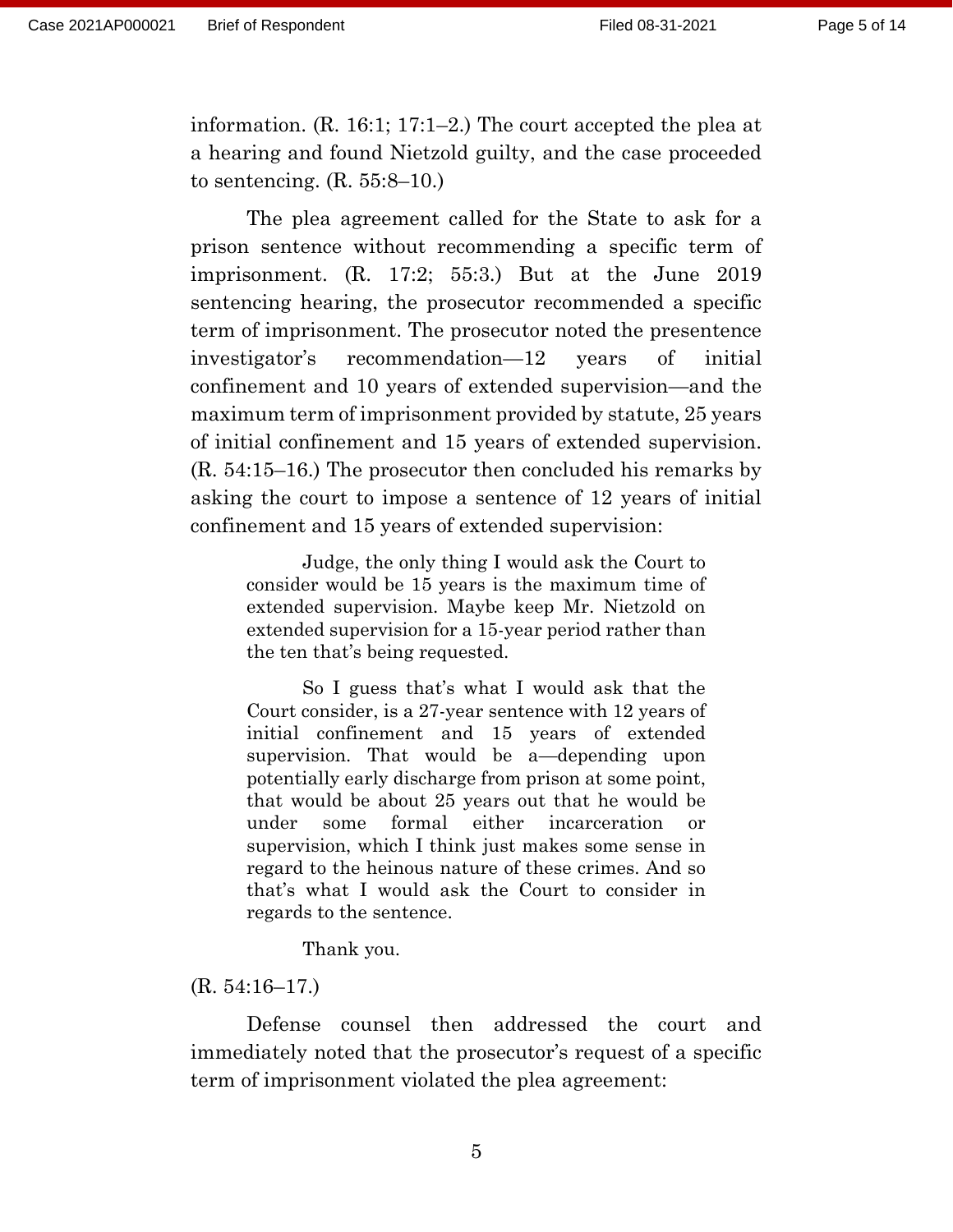information. (R. 16:1; 17:1–2.) The court accepted the plea at a hearing and found Nietzold guilty, and the case proceeded to sentencing. (R. 55:8–10.)

The plea agreement called for the State to ask for a prison sentence without recommending a specific term of imprisonment. (R. 17:2; 55:3.) But at the June 2019 sentencing hearing, the prosecutor recommended a specific term of imprisonment. The prosecutor noted the presentence investigator's recommendation—12 years of initial confinement and 10 years of extended supervision—and the maximum term of imprisonment provided by statute, 25 years of initial confinement and 15 years of extended supervision. (R. 54:15–16.) The prosecutor then concluded his remarks by asking the court to impose a sentence of 12 years of initial confinement and 15 years of extended supervision:

> Judge, the only thing I would ask the Court to consider would be 15 years is the maximum time of extended supervision. Maybe keep Mr. Nietzold on extended supervision for a 15-year period rather than the ten that's being requested.
>
> So I guess that's what I would ask that the Court consider, is a 27-year sentence with 12 years of initial confinement and 15 years of extended supervision. That would be a—depending upon potentially early discharge from prison at some point, that would be about 25 years out that he would be under some formal either incarceration or supervision, which I think just makes some sense in regard to the heinous nature of these crimes. And so that's what I would ask the Court to consider in regards to the sentence.
>
> Thank you.

(R. 54:16–17.)

Defense counsel then addressed the court and immediately noted that the prosecutor's request of a specific term of imprisonment violated the plea agreement: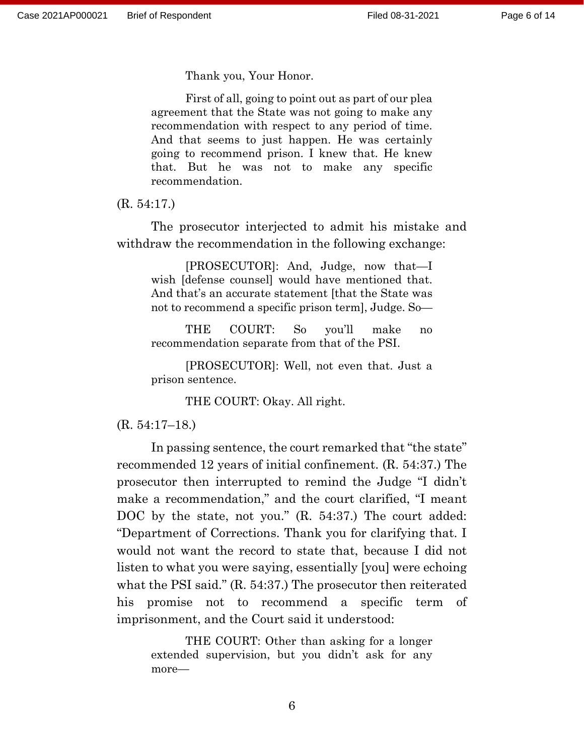> Thank you, Your Honor.
>
> First of all, going to point out as part of our plea agreement that the State was not going to make any recommendation with respect to any period of time. And that seems to just happen. He was certainly going to recommend prison. I knew that. He knew that. But he was not to make any specific recommendation.

(R. 54:17.)

The prosecutor interjected to admit his mistake and withdraw the recommendation in the following exchange:

> [PROSECUTOR]: And, Judge, now that—I wish [defense counsel] would have mentioned that. And that's an accurate statement [that the State was not to recommend a specific prison term], Judge. So—
>
> THE COURT: So you'll make no recommendation separate from that of the PSI.
>
> [PROSECUTOR]: Well, not even that. Just a prison sentence.
>
> THE COURT: Okay. All right.

(R. 54:17–18.)

In passing sentence, the court remarked that "the state" recommended 12 years of initial confinement. (R. 54:37.) The prosecutor then interrupted to remind the Judge "I didn't make a recommendation," and the court clarified, "I meant DOC by the state, not you." (R. 54:37.) The court added: "Department of Corrections. Thank you for clarifying that. I would not want the record to state that, because I did not listen to what you were saying, essentially [you] were echoing what the PSI said." (R. 54:37.) The prosecutor then reiterated his promise not to recommend a specific term of imprisonment, and the Court said it understood:

> THE COURT: Other than asking for a longer extended supervision, but you didn't ask for any more—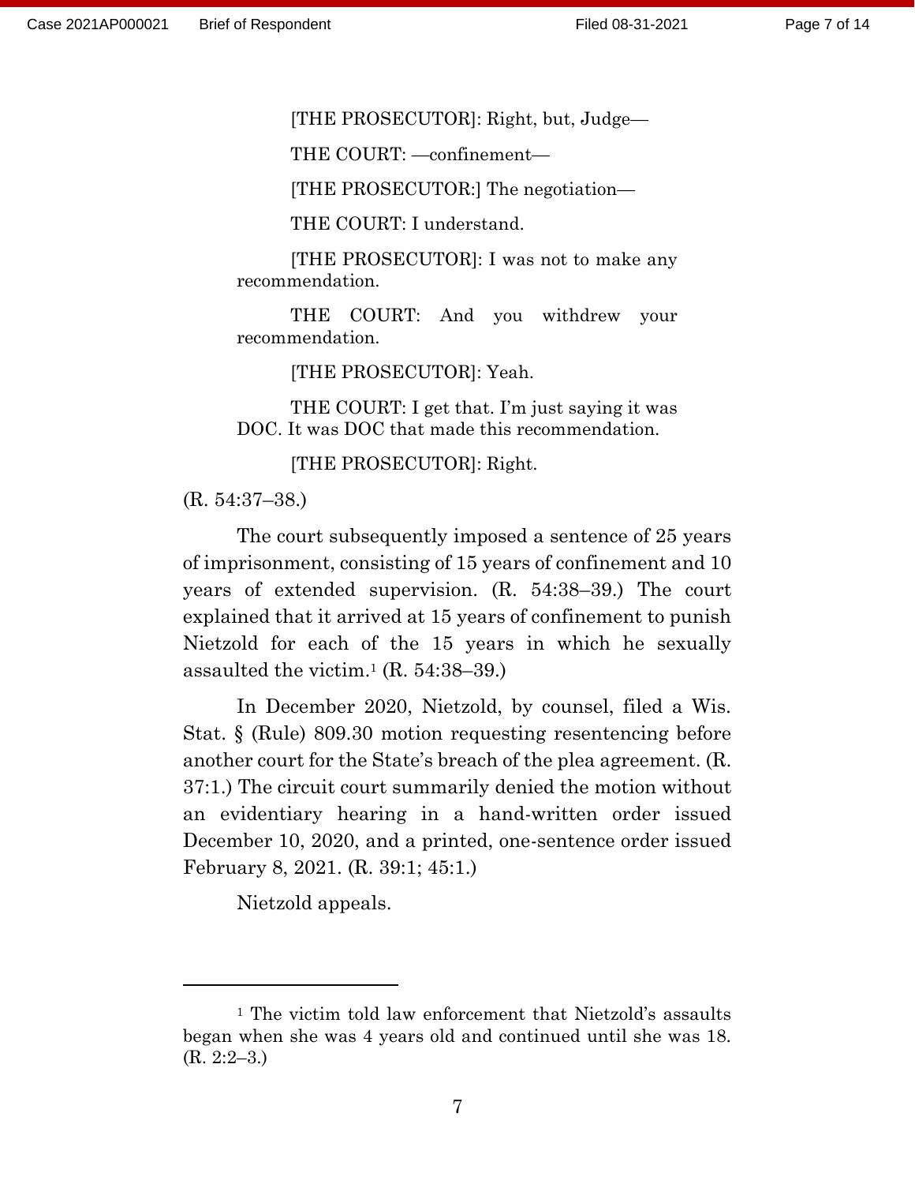> [THE PROSECUTOR]: Right, but, Judge—
>
> THE COURT: —confinement—
>
> [THE PROSECUTOR:] The negotiation—
>
> THE COURT: I understand.
>
> [THE PROSECUTOR]: I was not to make any recommendation.
>
> THE COURT: And you withdrew your recommendation.
>
> [THE PROSECUTOR]: Yeah.
>
> THE COURT: I get that. I'm just saying it was DOC. It was DOC that made this recommendation.
>
> [THE PROSECUTOR]: Right.

(R. 54:37–38.)

The court subsequently imposed a sentence of 25 years of imprisonment, consisting of 15 years of confinement and 10 years of extended supervision. (R. 54:38–39.) The court explained that it arrived at 15 years of confinement to punish Nietzold for each of the 15 years in which he sexually assaulted the victim.[1] (R. 54:38–39.)

In December 2020, Nietzold, by counsel, filed a Wis. Stat. § (Rule) 809.30 motion requesting resentencing before another court for the State's breach of the plea agreement. (R. 37:1.) The circuit court summarily denied the motion without an evidentiary hearing in a hand-written order issued December 10, 2020, and a printed, one-sentence order issued February 8, 2021. (R. 39:1; 45:1.)

Nietzold appeals.

---

[1] The victim told law enforcement that Nietzold's assaults began when she was 4 years old and continued until she was 18. (R. 2:2–3.)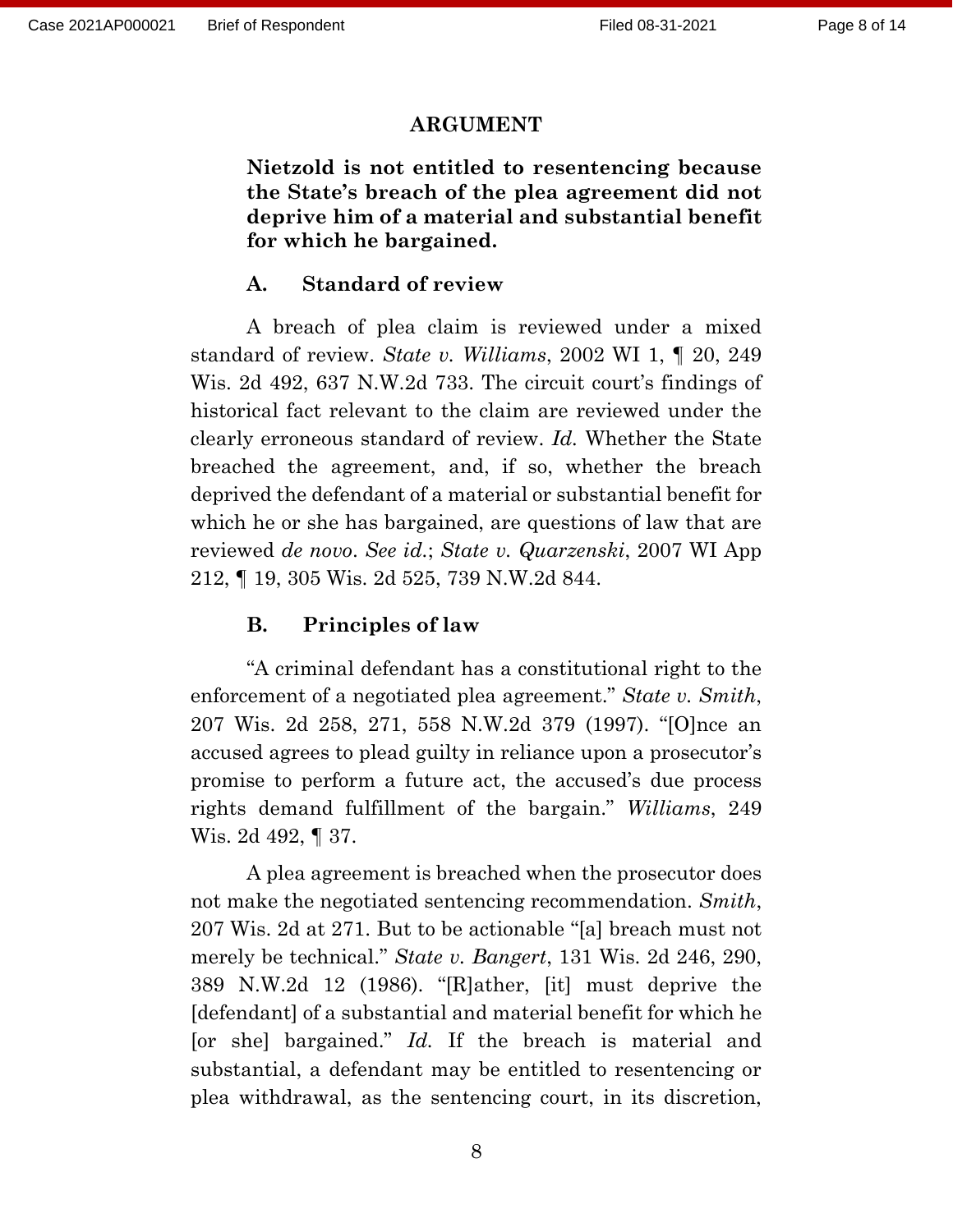# ARGUMENT

**Nietzold is not entitled to resentencing because the State's breach of the plea agreement did not deprive him of a material and substantial benefit for which he bargained.**

## A. Standard of review

A breach of plea claim is reviewed under a mixed standard of review. *State v. Williams*, 2002 WI 1, ¶ 20, 249 Wis. 2d 492, 637 N.W.2d 733. The circuit court's findings of historical fact relevant to the claim are reviewed under the clearly erroneous standard of review. *Id.* Whether the State breached the agreement, and, if so, whether the breach deprived the defendant of a material or substantial benefit for which he or she has bargained, are questions of law that are reviewed *de novo*. *See id.*; *State v. Quarzenski*, 2007 WI App 212, ¶ 19, 305 Wis. 2d 525, 739 N.W.2d 844.

## B. Principles of law

"A criminal defendant has a constitutional right to the enforcement of a negotiated plea agreement." *State v. Smith*, 207 Wis. 2d 258, 271, 558 N.W.2d 379 (1997). "[O]nce an accused agrees to plead guilty in reliance upon a prosecutor's promise to perform a future act, the accused's due process rights demand fulfillment of the bargain." *Williams*, 249 Wis. 2d 492, ¶ 37.

A plea agreement is breached when the prosecutor does not make the negotiated sentencing recommendation. *Smith*, 207 Wis. 2d at 271. But to be actionable "[a] breach must not merely be technical." *State v. Bangert*, 131 Wis. 2d 246, 290, 389 N.W.2d 12 (1986). "[R]ather, [it] must deprive the [defendant] of a substantial and material benefit for which he [or she] bargained." *Id.* If the breach is material and substantial, a defendant may be entitled to resentencing or plea withdrawal, as the sentencing court, in its discretion,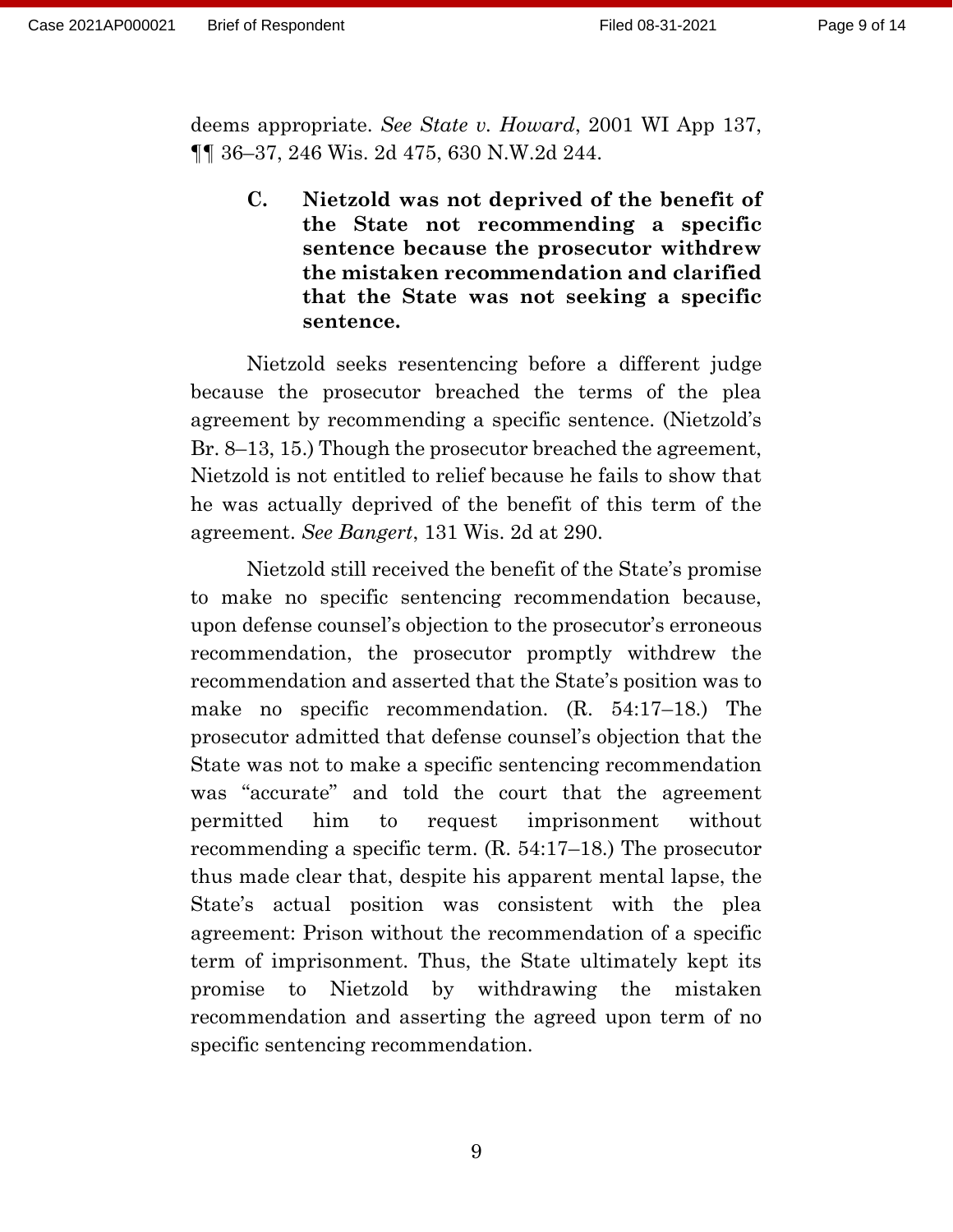deems appropriate. *See State v. Howard*, 2001 WI App 137, ¶¶ 36–37, 246 Wis. 2d 475, 630 N.W.2d 244.

### C. Nietzold was not deprived of the benefit of the State not recommending a specific sentence because the prosecutor withdrew the mistaken recommendation and clarified that the State was not seeking a specific sentence.

Nietzold seeks resentencing before a different judge because the prosecutor breached the terms of the plea agreement by recommending a specific sentence. (Nietzold's Br. 8–13, 15.) Though the prosecutor breached the agreement, Nietzold is not entitled to relief because he fails to show that he was actually deprived of the benefit of this term of the agreement. *See Bangert*, 131 Wis. 2d at 290.

Nietzold still received the benefit of the State's promise to make no specific sentencing recommendation because, upon defense counsel's objection to the prosecutor's erroneous recommendation, the prosecutor promptly withdrew the recommendation and asserted that the State's position was to make no specific recommendation. (R. 54:17–18.) The prosecutor admitted that defense counsel's objection that the State was not to make a specific sentencing recommendation was "accurate" and told the court that the agreement permitted him to request imprisonment without recommending a specific term. (R. 54:17–18.) The prosecutor thus made clear that, despite his apparent mental lapse, the State's actual position was consistent with the plea agreement: Prison without the recommendation of a specific term of imprisonment. Thus, the State ultimately kept its promise to Nietzold by withdrawing the mistaken recommendation and asserting the agreed upon term of no specific sentencing recommendation.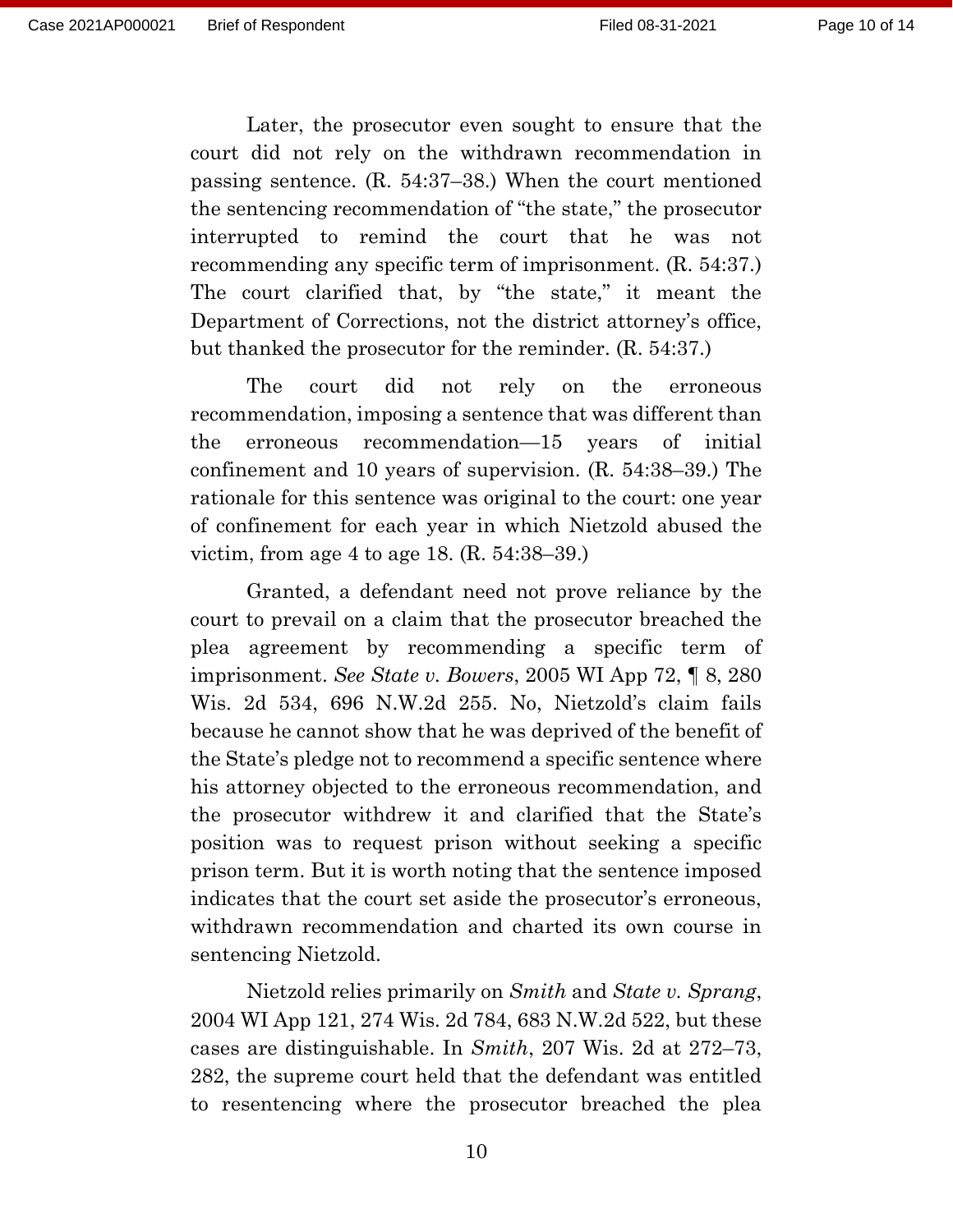Later, the prosecutor even sought to ensure that the court did not rely on the withdrawn recommendation in passing sentence. (R. 54:37–38.) When the court mentioned the sentencing recommendation of "the state," the prosecutor interrupted to remind the court that he was not recommending any specific term of imprisonment. (R. 54:37.) The court clarified that, by "the state," it meant the Department of Corrections, not the district attorney's office, but thanked the prosecutor for the reminder. (R. 54:37.)

The court did not rely on the erroneous recommendation, imposing a sentence that was different than the erroneous recommendation—15 years of initial confinement and 10 years of supervision. (R. 54:38–39.) The rationale for this sentence was original to the court: one year of confinement for each year in which Nietzold abused the victim, from age 4 to age 18. (R. 54:38–39.)

Granted, a defendant need not prove reliance by the court to prevail on a claim that the prosecutor breached the plea agreement by recommending a specific term of imprisonment. *See State v. Bowers*, 2005 WI App 72, ¶ 8, 280 Wis. 2d 534, 696 N.W.2d 255. No, Nietzold's claim fails because he cannot show that he was deprived of the benefit of the State's pledge not to recommend a specific sentence where his attorney objected to the erroneous recommendation, and the prosecutor withdrew it and clarified that the State's position was to request prison without seeking a specific prison term. But it is worth noting that the sentence imposed indicates that the court set aside the prosecutor's erroneous, withdrawn recommendation and charted its own course in sentencing Nietzold.

Nietzold relies primarily on *Smith* and *State v. Sprang*, 2004 WI App 121, 274 Wis. 2d 784, 683 N.W.2d 522, but these cases are distinguishable. In *Smith*, 207 Wis. 2d at 272–73, 282, the supreme court held that the defendant was entitled to resentencing where the prosecutor breached the plea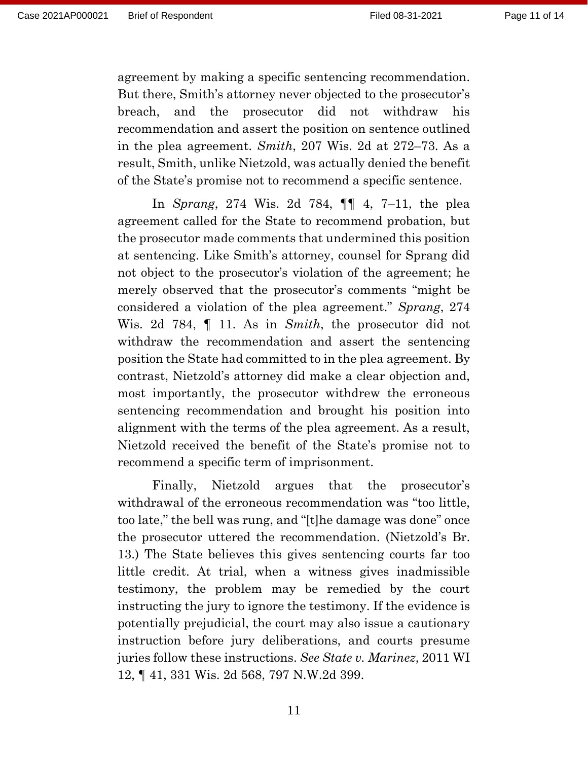agreement by making a specific sentencing recommendation. But there, Smith's attorney never objected to the prosecutor's breach, and the prosecutor did not withdraw his recommendation and assert the position on sentence outlined in the plea agreement. *Smith*, 207 Wis. 2d at 272–73. As a result, Smith, unlike Nietzold, was actually denied the benefit of the State's promise not to recommend a specific sentence.

In *Sprang*, 274 Wis. 2d 784, ¶¶ 4, 7–11, the plea agreement called for the State to recommend probation, but the prosecutor made comments that undermined this position at sentencing. Like Smith's attorney, counsel for Sprang did not object to the prosecutor's violation of the agreement; he merely observed that the prosecutor's comments "might be considered a violation of the plea agreement." *Sprang*, 274 Wis. 2d 784, ¶ 11. As in *Smith*, the prosecutor did not withdraw the recommendation and assert the sentencing position the State had committed to in the plea agreement. By contrast, Nietzold's attorney did make a clear objection and, most importantly, the prosecutor withdrew the erroneous sentencing recommendation and brought his position into alignment with the terms of the plea agreement. As a result, Nietzold received the benefit of the State's promise not to recommend a specific term of imprisonment.

Finally, Nietzold argues that the prosecutor's withdrawal of the erroneous recommendation was "too little, too late," the bell was rung, and "[t]he damage was done" once the prosecutor uttered the recommendation. (Nietzold's Br. 13.) The State believes this gives sentencing courts far too little credit. At trial, when a witness gives inadmissible testimony, the problem may be remedied by the court instructing the jury to ignore the testimony. If the evidence is potentially prejudicial, the court may also issue a cautionary instruction before jury deliberations, and courts presume juries follow these instructions. *See State v. Marinez*, 2011 WI 12, ¶ 41, 331 Wis. 2d 568, 797 N.W.2d 399.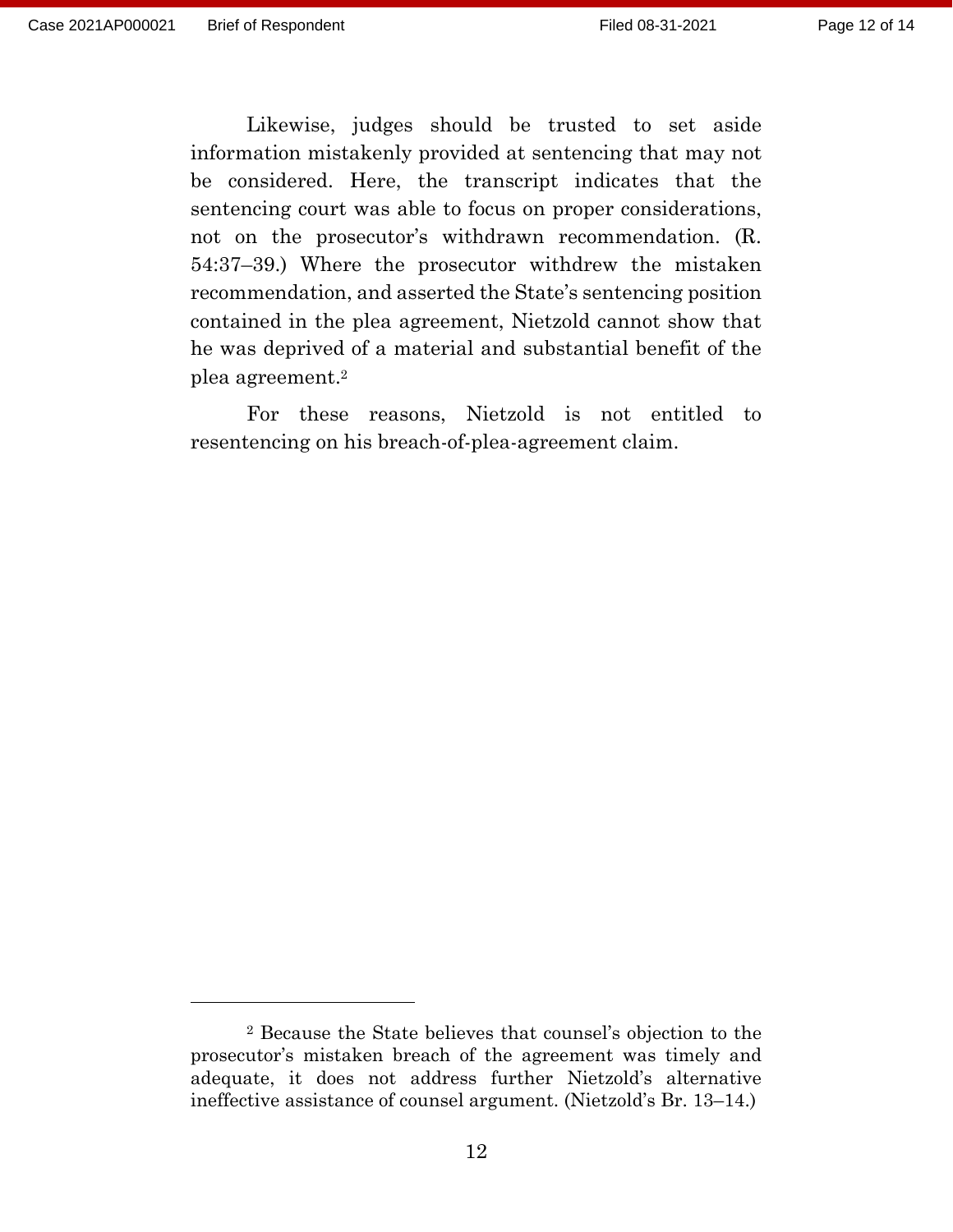Likewise, judges should be trusted to set aside information mistakenly provided at sentencing that may not be considered. Here, the transcript indicates that the sentencing court was able to focus on proper considerations, not on the prosecutor's withdrawn recommendation. (R. 54:37–39.) Where the prosecutor withdrew the mistaken recommendation, and asserted the State's sentencing position contained in the plea agreement, Nietzold cannot show that he was deprived of a material and substantial benefit of the plea agreement.[2]

For these reasons, Nietzold is not entitled to resentencing on his breach-of-plea-agreement claim.

---

[2] Because the State believes that counsel's objection to the prosecutor's mistaken breach of the agreement was timely and adequate, it does not address further Nietzold's alternative ineffective assistance of counsel argument. (Nietzold's Br. 13–14.)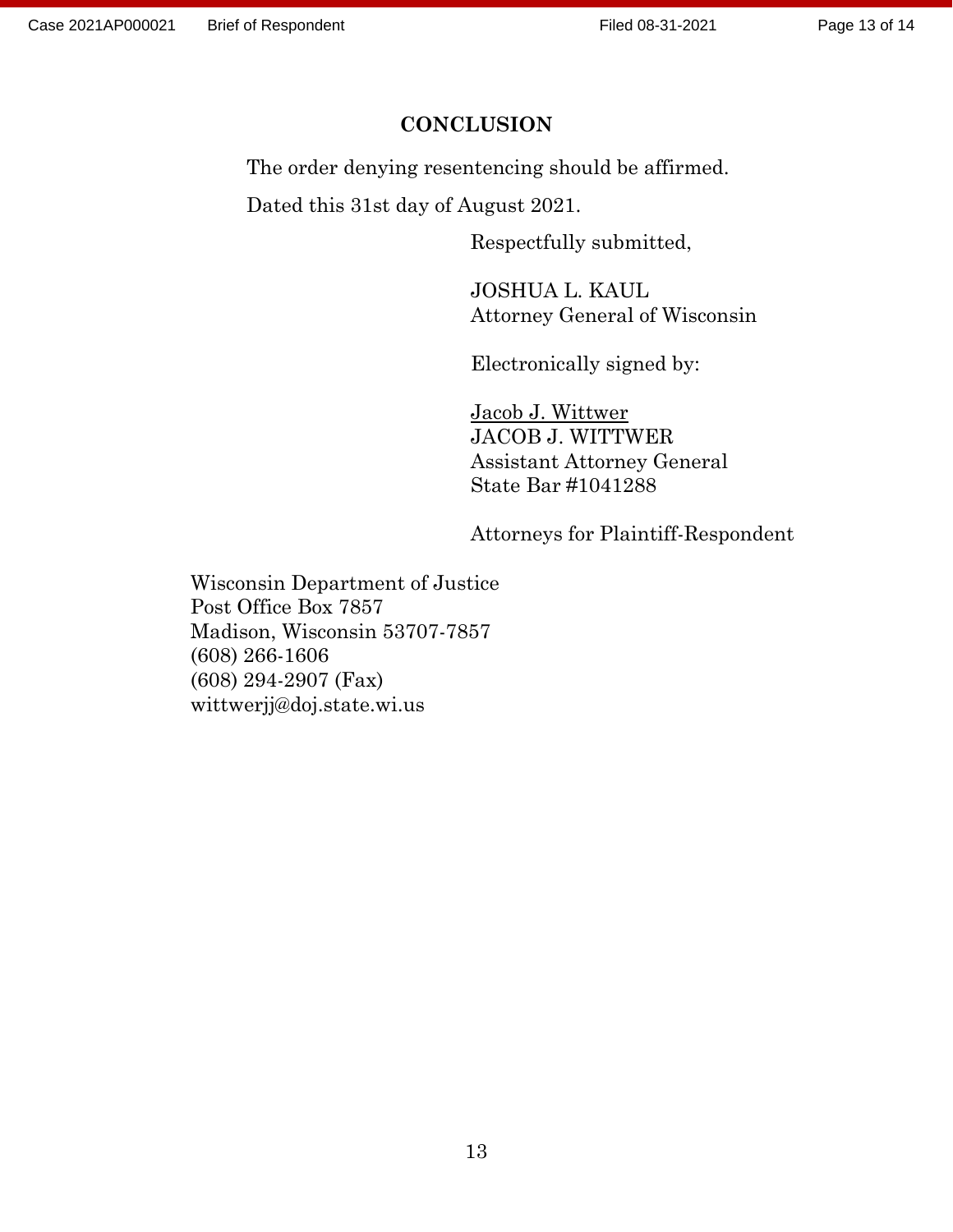# CONCLUSION

The order denying resentencing should be affirmed.

Dated this 31st day of August 2021.

Respectfully submitted,

JOSHUA L. KAUL
Attorney General of Wisconsin

Electronically signed by:

Jacob J. Wittwer
JACOB J. WITTWER
Assistant Attorney General
State Bar #1041288

Attorneys for Plaintiff-Respondent

Wisconsin Department of Justice
Post Office Box 7857
Madison, Wisconsin 53707-7857
(608) 266-1606
(608) 294-2907 (Fax)
wittwerjj@doj.state.wi.us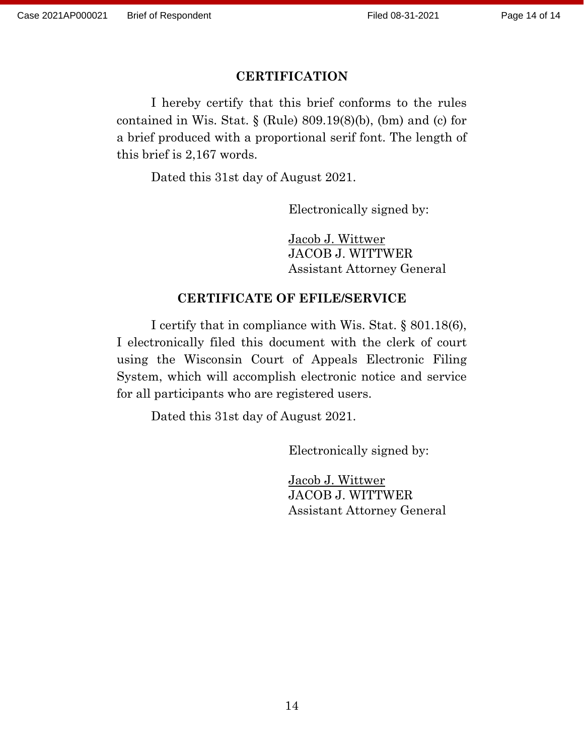## CERTIFICATION

I hereby certify that this brief conforms to the rules contained in Wis. Stat. § (Rule) 809.19(8)(b), (bm) and (c) for a brief produced with a proportional serif font. The length of this brief is 2,167 words.

Dated this 31st day of August 2021.

Electronically signed by:

Jacob J. Wittwer
JACOB J. WITTWER
Assistant Attorney General

## CERTIFICATE OF EFILE/SERVICE

I certify that in compliance with Wis. Stat. § 801.18(6), I electronically filed this document with the clerk of court using the Wisconsin Court of Appeals Electronic Filing System, which will accomplish electronic notice and service for all participants who are registered users.

Dated this 31st day of August 2021.

Electronically signed by:

Jacob J. Wittwer
JACOB J. WITTWER
Assistant Attorney General